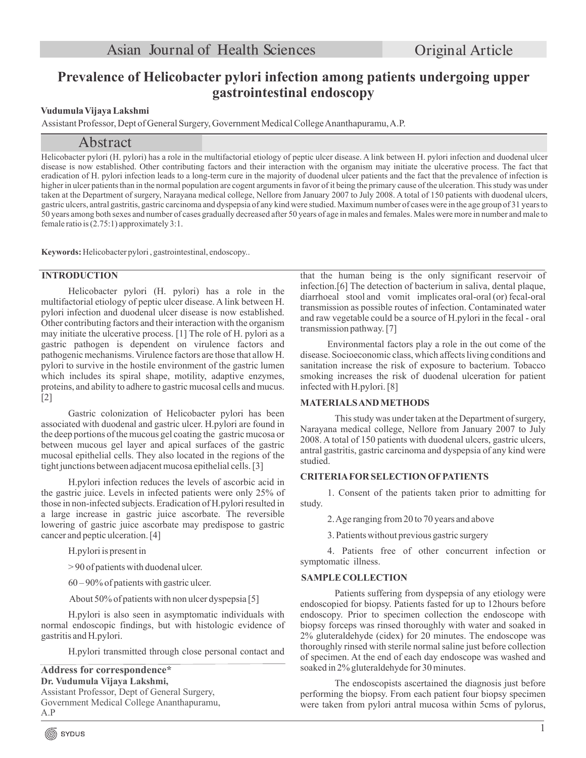# Prevalence of Helicobacter pylori infection among patients undergoing upper gastrointestinal endoscopy

**Vudumula Vijaya Lakshmi**

Assistant Professor, Dept of General Surgery, Government Medical College Ananthapuramu, A.P.

## Abstract

Helicobacter pylori (H. pylori) has a role in the multifactorial etiology of peptic ulcer disease. A link between H. pylori infection and duodenal ulcer disease is now established. Other contributing factors and their interaction with the organism may initiate the ulcerative process. The fact that eradication of H. pylori infection leads to a long-term cure in the majority of duodenal ulcer patients and the fact that the prevalence of infection is higher in ulcer patients than in the normal population are cogent arguments in favor of it being the primary cause of the ulceration. This study was under taken at the Department of surgery, Narayana medical college, Nellore from January 2007 to July 2008. A total of 150 patients with duodenal ulcers, gastric ulcers, antral gastritis, gastric carcinoma and dyspepsia of any kind were studied. Maximum number of cases were in the age group of 31 years to 50 years among both sexes and number of cases gradually decreased after 50 years of age in males and females. Males were more in number and male to female ratio is (2.75:1) approximately 3:1.

**Keywords:** Helicobacter pylori , gastrointestinal, endoscopy..

## INTRODUCTION

Helicobacter pylori (H. pylori) has a role in the multifactorial etiology of peptic ulcer disease. A link between H. pylori infection and duodenal ulcer disease is now established. Other contributing factors and their interaction with the organism may initiate the ulcerative process. [1] The role of H. pylori as a gastric pathogen is dependent on virulence factors and pathogenic mechanisms. Virulence factors are those that allow H. pylori to survive in the hostile environment of the gastric lumen which includes its spiral shape, motility, adaptive enzymes, proteins, and ability to adhere to gastric mucosal cells and mucus. [2]

Gastric colonization of Helicobacter pylori has been associated with duodenal and gastric ulcer. H.pylori are found in the deep portions of the mucous gel coating the gastric mucosa or between mucous gel layer and apical surfaces of the gastric mucosal epithelial cells. They also located in the regions of the tight junctions between adjacent mucosa epithelial cells. [3]

H.pylori infection reduces the levels of ascorbic acid in the gastric juice. Levels in infected patients were only 25% of those in non-infected subjects. Eradication of H.pylori resulted in a large increase in gastric juice ascorbate. The reversible lowering of gastric juice ascorbate may predispose to gastric cancer and peptic ulceration. [4]

H.pylori is present in

> 90 of patients with duodenal ulcer.

60 – 90% of patients with gastric ulcer.

About 50% of patients with non ulcer dyspepsia [5]

H.pylori is also seen in asymptomatic individuals with normal endoscopic findings, but with histologic evidence of gastritis and H.pylori.

H.pylori transmitted through close personal contact and that the human being is the only significant reservoir of infection.[6] The detection of bacterium in saliva, dental plaque, diarrhoeal stool and vomit implicates oral-oral (or) fecal-oral transmission as possible routes of infection. Contaminated water and raw vegetable could be a source of H.pylori in the fecal - oral transmission pathway. [7]

Environmental factors play a role in the out come of the disease. Socioeconomic class, which affects living conditions and sanitation increase the risk of exposure to bacterium. Tobacco smoking increases the risk of duodenal ulceration for patient infected with H.pylori. [8]

**Address for correspondence***
**Dr. Vudumula Vijaya Lakshmi,**
Assistant Professor, Dept of General Surgery,
Government Medical College Ananthapuramu,
A.P

## MATERIALS AND METHODS

This study was under taken at the Department of surgery, Narayana medical college, Nellore from January 2007 to July 2008. A total of 150 patients with duodenal ulcers, gastric ulcers, antral gastritis, gastric carcinoma and dyspepsia of any kind were studied.

## CRITERIA FOR SELECTION OF PATIENTS

1. Consent of the patients taken prior to admitting for study.

2. Age ranging from 20 to 70 years and above

3. Patients without previous gastric surgery

4. Patients free of other concurrent infection or symptomatic illness.

## SAMPLE COLLECTION

Patients suffering from dyspepsia of any etiology were endoscopied for biopsy. Patients fasted for up to 12hours before endoscopy. Prior to specimen collection the endoscope with biopsy forceps was rinsed thoroughly with water and soaked in 2% gluteraldehyde (cidex) for 20 minutes. The endoscope was thoroughly rinsed with sterile normal saline just before collection of specimen. At the end of each day endoscope was washed and soaked in 2% gluteraldehyde for 30 minutes.

The endoscopists ascertained the diagnosis just before performing the biopsy. From each patient four biopsy specimen were taken from pylori antral mucosa within 5cms of pylorus,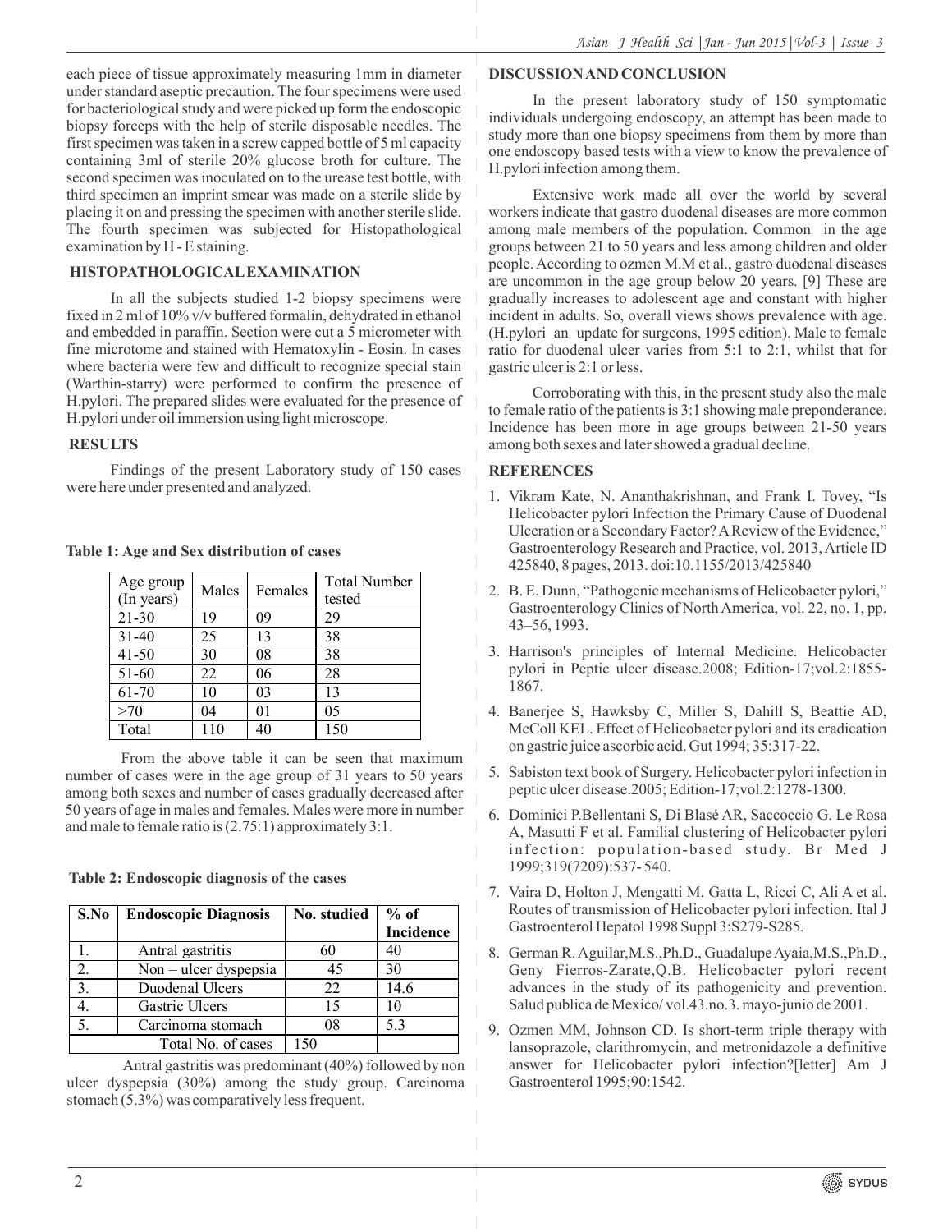each piece of tissue approximately measuring 1mm in diameter under standard aseptic precaution. The four specimens were used for bacteriological study and were picked up form the endoscopic biopsy forceps with the help of sterile disposable needles. The first specimen was taken in a screw capped bottle of 5 ml capacity containing 3ml of sterile 20% glucose broth for culture. The second specimen was inoculated on to the urease test bottle, with third specimen an imprint smear was made on a sterile slide by placing it on and pressing the specimen with another sterile slide. The fourth specimen was subjected for Histopathological examination by H - E staining.

## HISTOPATHOLOGICAL EXAMINATION

In all the subjects studied 1-2 biopsy specimens were fixed in 2 ml of 10% v/v buffered formalin, dehydrated in ethanol and embedded in paraffin. Section were cut a 5 micrometer with fine microtome and stained with Hematoxylin - Eosin. In cases where bacteria were few and difficult to recognize special stain (Warthin-starry) were performed to confirm the presence of H.pylori. The prepared slides were evaluated for the presence of H.pylori under oil immersion using light microscope.

## RESULTS

Findings of the present Laboratory study of 150 cases were here under presented and analyzed.

**Table 1: Age and Sex distribution of cases**

| Age group (In years) | Males | Females | Total Number tested |
|---|---|---|---|
| 21-30 | 19 | 09 | 29 |
| 31-40 | 25 | 13 | 38 |
| 41-50 | 30 | 08 | 38 |
| 51-60 | 22 | 06 | 28 |
| 61-70 | 10 | 03 | 13 |
| >70 | 04 | 01 | 05 |
| Total | 110 | 40 | 150 |

From the above table it can be seen that maximum number of cases were in the age group of 31 years to 50 years among both sexes and number of cases gradually decreased after 50 years of age in males and females. Males were more in number and male to female ratio is (2.75:1) approximately 3:1.

**Table 2: Endoscopic diagnosis of the cases**

| S.No | Endoscopic Diagnosis | No. studied | % of Incidence |
|---|---|---|---|
| 1. | Antral gastritis | 60 | 40 |
| 2. | Non – ulcer dyspepsia | 45 | 30 |
| 3. | Duodenal Ulcers | 22 | 14.6 |
| 4. | Gastric Ulcers | 15 | 10 |
| 5. | Carcinoma stomach | 08 | 5.3 |
| | Total No. of cases | 150 | |

Antral gastritis was predominant (40%) followed by non ulcer dyspepsia (30%) among the study group. Carcinoma stomach (5.3%) was comparatively less frequent.

## DISCUSSION AND CONCLUSION

In the present laboratory study of 150 symptomatic individuals undergoing endoscopy, an attempt has been made to study more than one biopsy specimens from them by more than one endoscopy based tests with a view to know the prevalence of H.pylori infection among them.

Extensive work made all over the world by several workers indicate that gastro duodenal diseases are more common among male members of the population. Common in the age groups between 21 to 50 years and less among children and older people. According to ozmen M.M et al., gastro duodenal diseases are uncommon in the age group below 20 years. [9] These are gradually increases to adolescent age and constant with higher incident in adults. So, overall views shows prevalence with age. (H.pylori an update for surgeons, 1995 edition). Male to female ratio for duodenal ulcer varies from 5:1 to 2:1, whilst that for gastric ulcer is 2:1 or less.

Corroborating with this, in the present study also the male to female ratio of the patients is 3:1 showing male preponderance. Incidence has been more in age groups between 21-50 years among both sexes and later showed a gradual decline.

## REFERENCES

1. Vikram Kate, N. Ananthakrishnan, and Frank I. Tovey, "Is Helicobacter pylori Infection the Primary Cause of Duodenal Ulceration or a Secondary Factor? A Review of the Evidence," Gastroenterology Research and Practice, vol. 2013, Article ID 425840, 8 pages, 2013. doi:10.1155/2013/425840
2. B. E. Dunn, "Pathogenic mechanisms of Helicobacter pylori," Gastroenterology Clinics of North America, vol. 22, no. 1, pp. 43–56, 1993.
3. Harrison's principles of Internal Medicine. Helicobacter pylori in Peptic ulcer disease.2008; Edition-17;vol.2:1855-1867.
4. Banerjee S, Hawksby C, Miller S, Dahill S, Beattie AD, McColl KEL. Effect of Helicobacter pylori and its eradication on gastric juice ascorbic acid. Gut 1994; 35:317-22.
5. Sabiston text book of Surgery. Helicobacter pylori infection in peptic ulcer disease.2005; Edition-17;vol.2:1278-1300.
6. Dominici P.Bellentani S, Di Blasé AR, Saccoccio G. Le Rosa A, Masutti F et al. Familial clustering of Helicobacter pylori infection: population-based study. Br Med J 1999;319(7209):537- 540.
7. Vaira D, Holton J, Mengatti M. Gatta L, Ricci C, Ali A et al. Routes of transmission of Helicobacter pylori infection. Ital J Gastroenterol Hepatol 1998 Suppl 3:S279-S285.
8. German R. Aguilar,M.S.,Ph.D., Guadalupe Ayaia,M.S.,Ph.D., Geny Fierros-Zarate,Q.B. Helicobacter pylori recent advances in the study of its pathogenicity and prevention. Salud publica de Mexico/ vol.43.no.3. mayo-junio de 2001.
9. Ozmen MM, Johnson CD. Is short-term triple therapy with lansoprazole, clarithromycin, and metronidazole a definitive answer for Helicobacter pylori infection?[letter] Am J Gastroenterol 1995;90:1542.